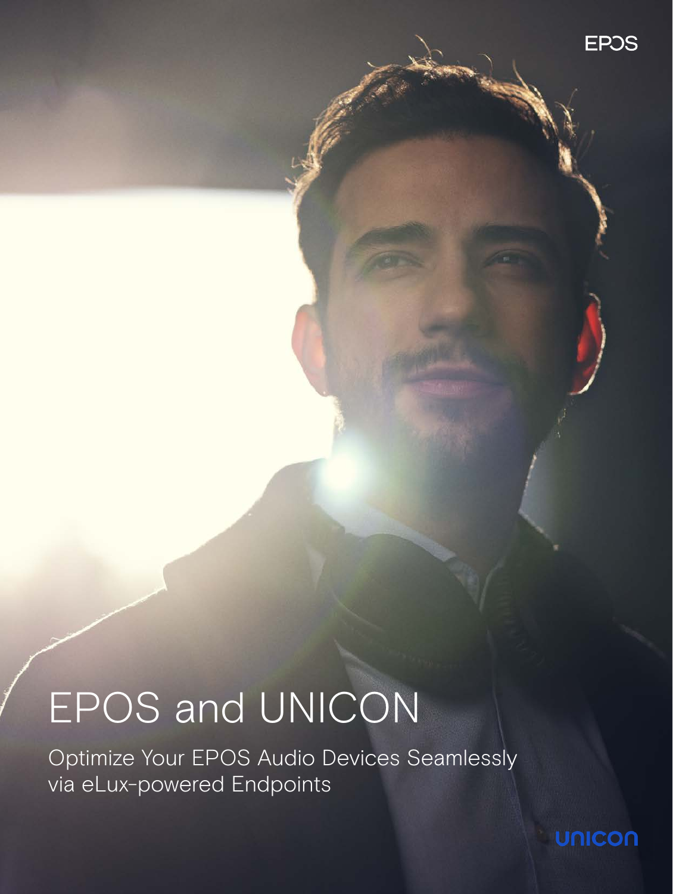EPOS

# EPOS and UNICON

Optimize Your EPOS Audio Devices Seamlessly via eLux-powered Endpoints

unicon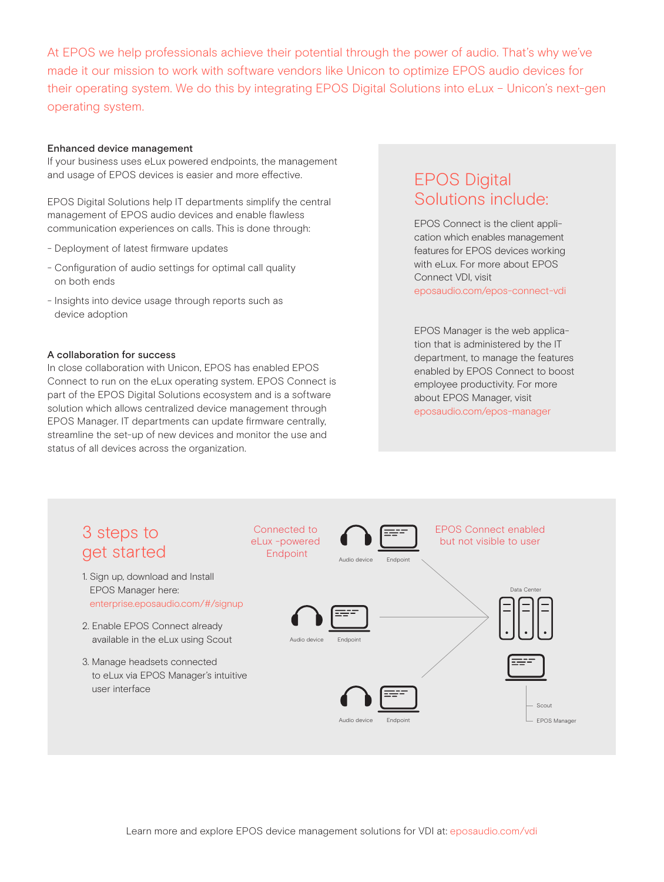At EPOS we help professionals achieve their potential through the power of audio. That's why we've made it our mission to work with software vendors like Unicon to optimize EPOS audio devices for their operating system. We do this by integrating EPOS Digital Solutions into eLux – Unicon's next-gen operating system.

**Enhanced device management**

If your business uses eLux powered endpoints, the management and usage of EPOS devices is easier and more effective.

EPOS Digital Solutions help IT departments simplify the central management of EPOS audio devices and enable flawless communication experiences on calls. This is done through:

- Deployment of latest firmware updates
- Configuration of audio settings for optimal call quality on both ends
- Insights into device usage through reports such as device adoption

**A collaboration for success**

In close collaboration with Unicon, EPOS has enabled EPOS Connect to run on the eLux operating system. EPOS Connect is part of the EPOS Digital Solutions ecosystem and is a software solution which allows centralized device management through EPOS Manager. IT departments can update firmware centrally, streamline the set-up of new devices and monitor the use and status of all devices across the organization.

## EPOS Digital Solutions include:

EPOS Connect is the client application which enables management features for EPOS devices working with eLux. For more about EPOS Connect VDI, visit eposaudio.com/epos-connect-vdi

EPOS Manager is the web application that is administered by the IT department, to manage the features enabled by EPOS Connect to boost employee productivity. For more about EPOS Manager, visit eposaudio.com/epos-manager

## 3 steps to get started

1. Sign up, download and Install EPOS Manager here: enterprise.eposaudio.com/#/signup
2. Enable EPOS Connect already available in the eLux using Scout
3. Manage headsets connected to eLux via EPOS Manager's intuitive user interface

Connected to eLux -powered Endpoint

EPOS Connect enabled but not visible to user

Audio device

Endpoint

Data Center

Scout

EPOS Manager

Learn more and explore EPOS device management solutions for VDI at: eposaudio.com/vdi